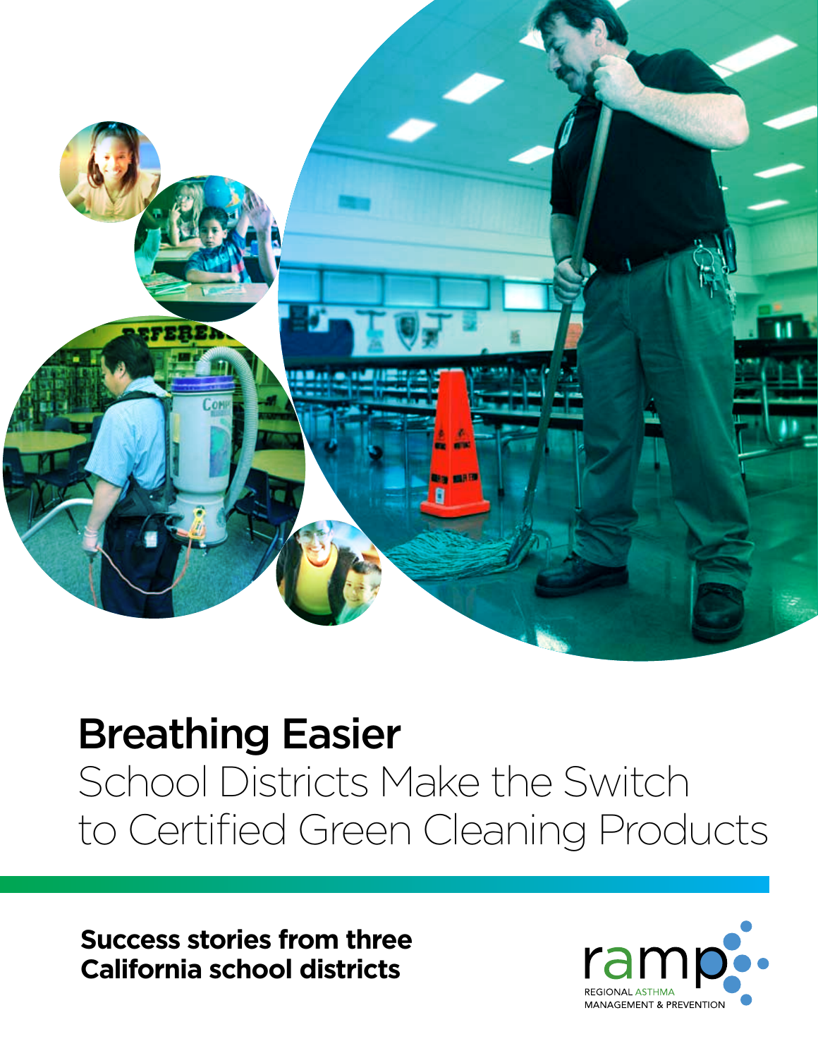# Breathing Easier

## School Districts Make the Switch to Certified Green Cleaning Products

**Success stories from three California school districts**

ramp
REGIONAL ASTHMA MANAGEMENT & PREVENTION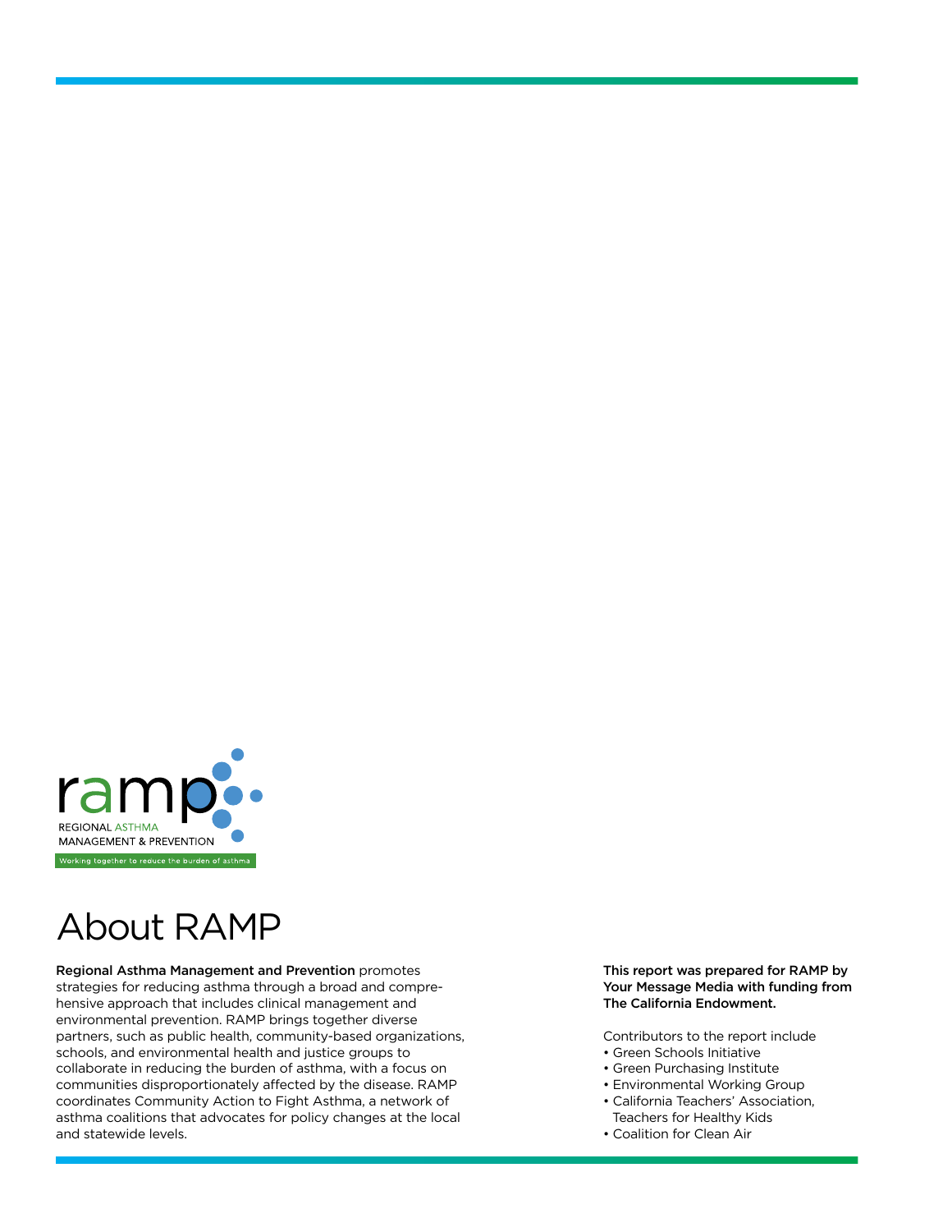ramp

REGIONAL ASTHMA MANAGEMENT & PREVENTION

Working together to reduce the burden of asthma

# About RAMP

**Regional Asthma Management and Prevention** promotes strategies for reducing asthma through a broad and comprehensive approach that includes clinical management and environmental prevention. RAMP brings together diverse partners, such as public health, community-based organizations, schools, and environmental health and justice groups to collaborate in reducing the burden of asthma, with a focus on communities disproportionately affected by the disease. RAMP coordinates Community Action to Fight Asthma, a network of asthma coalitions that advocates for policy changes at the local and statewide levels.

**This report was prepared for RAMP by Your Message Media with funding from The California Endowment.**

Contributors to the report include

- Green Schools Initiative
- Green Purchasing Institute
- Environmental Working Group
- California Teachers' Association, Teachers for Healthy Kids
- Coalition for Clean Air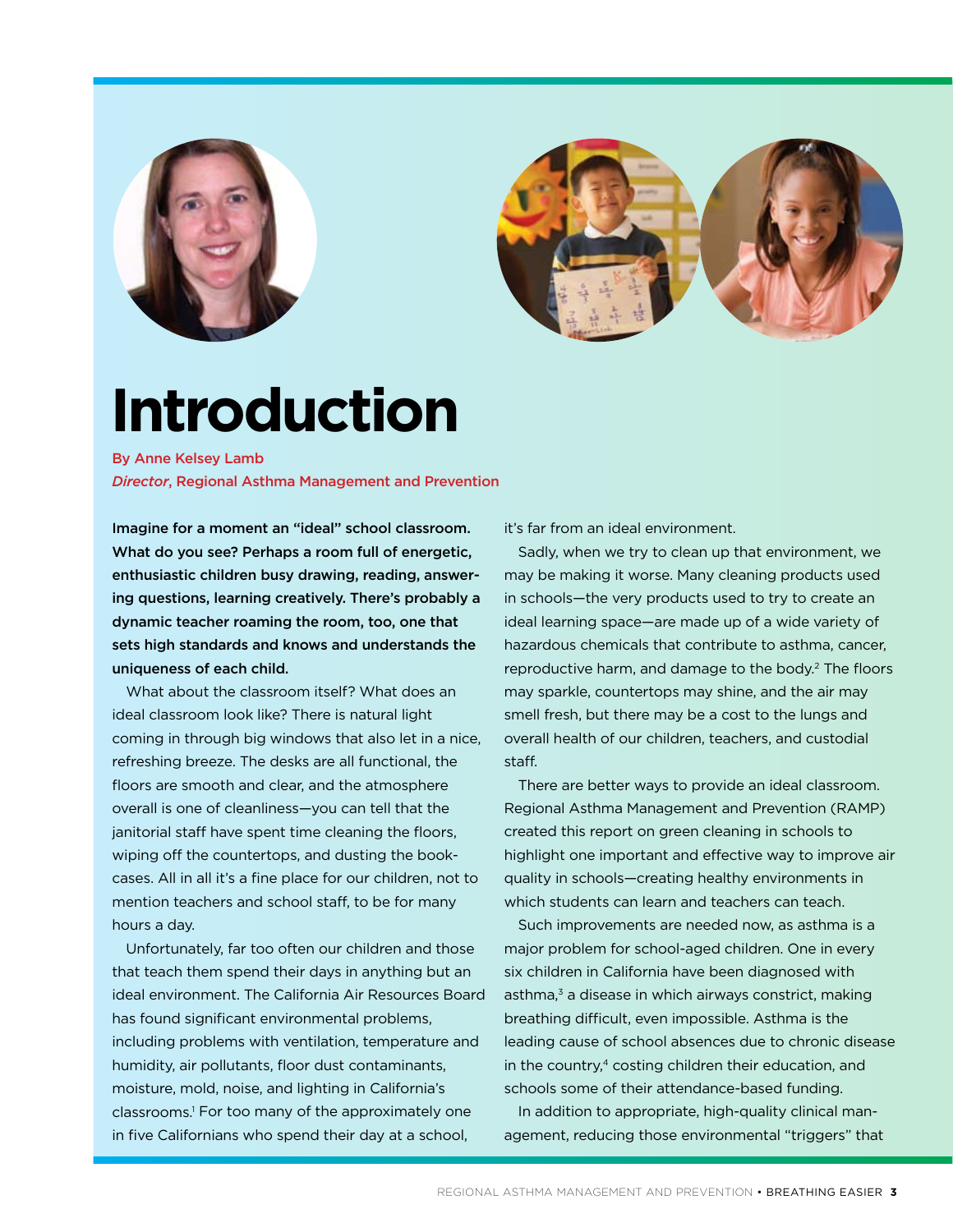# Introduction

By Anne Kelsey Lamb
*Director*, Regional Asthma Management and Prevention

**Imagine for a moment an "ideal" school classroom. What do you see? Perhaps a room full of energetic, enthusiastic children busy drawing, reading, answering questions, learning creatively. There's probably a dynamic teacher roaming the room, too, one that sets high standards and knows and understands the uniqueness of each child.**

What about the classroom itself? What does an ideal classroom look like? There is natural light coming in through big windows that also let in a nice, refreshing breeze. The desks are all functional, the floors are smooth and clear, and the atmosphere overall is one of cleanliness—you can tell that the janitorial staff have spent time cleaning the floors, wiping off the countertops, and dusting the bookcases. All in all it's a fine place for our children, not to mention teachers and school staff, to be for many hours a day.

Unfortunately, far too often our children and those that teach them spend their days in anything but an ideal environment. The California Air Resources Board has found significant environmental problems, including problems with ventilation, temperature and humidity, air pollutants, floor dust contaminants, moisture, mold, noise, and lighting in California's classrooms.[1] For too many of the approximately one in five Californians who spend their day at a school, it's far from an ideal environment.

Sadly, when we try to clean up that environment, we may be making it worse. Many cleaning products used in schools—the very products used to try to create an ideal learning space—are made up of a wide variety of hazardous chemicals that contribute to asthma, cancer, reproductive harm, and damage to the body.[2] The floors may sparkle, countertops may shine, and the air may smell fresh, but there may be a cost to the lungs and overall health of our children, teachers, and custodial staff.

There are better ways to provide an ideal classroom. Regional Asthma Management and Prevention (RAMP) created this report on green cleaning in schools to highlight one important and effective way to improve air quality in schools—creating healthy environments in which students can learn and teachers can teach.

Such improvements are needed now, as asthma is a major problem for school-aged children. One in every six children in California have been diagnosed with asthma,[3] a disease in which airways constrict, making breathing difficult, even impossible. Asthma is the leading cause of school absences due to chronic disease in the country,[4] costing children their education, and schools some of their attendance-based funding.

In addition to appropriate, high-quality clinical management, reducing those environmental "triggers" that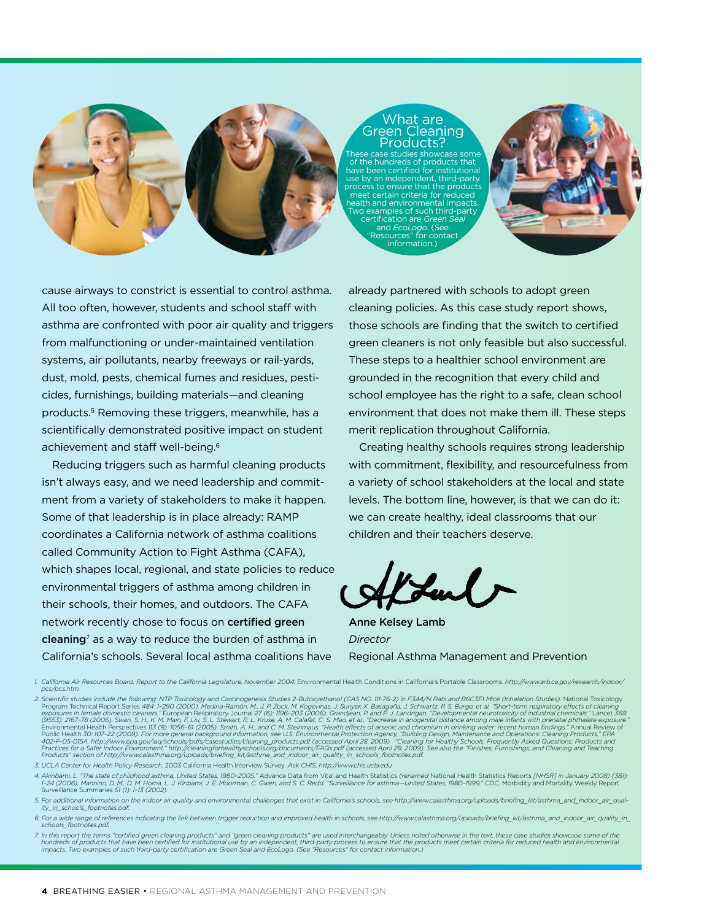## What are Green Cleaning Products?

These case studies showcase some of the hundreds of products that have been certified for institutional use by an independent, third-party process to ensure that the products meet certain criteria for reduced health and environmental impacts. Two examples of such third-party certification are *Green Seal* and *EcoLogo*. (See "Resources" for contact information.)

cause airways to constrict is essential to control asthma. All too often, however, students and school staff with asthma are confronted with poor air quality and triggers from malfunctioning or under-maintained ventilation systems, air pollutants, nearby freeways or rail-yards, dust, mold, pests, chemical fumes and residues, pesticides, furnishings, building materials—and cleaning products.[5] Removing these triggers, meanwhile, has a scientifically demonstrated positive impact on student achievement and staff well-being.[6]

Reducing triggers such as harmful cleaning products isn't always easy, and we need leadership and commitment from a variety of stakeholders to make it happen. Some of that leadership is in place already: RAMP coordinates a California network of asthma coalitions called Community Action to Fight Asthma (CAFA), which shapes local, regional, and state policies to reduce environmental triggers of asthma among children in their schools, their homes, and outdoors. The CAFA network recently chose to focus on **certified green cleaning**[7] as a way to reduce the burden of asthma in California's schools. Several local asthma coalitions have already partnered with schools to adopt green cleaning policies. As this case study report shows, those schools are finding that the switch to certified green cleaners is not only feasible but also successful. These steps to a healthier school environment are grounded in the recognition that every child and school employee has the right to a safe, clean school environment that does not make them ill. These steps merit replication throughout California.

Creating healthy schools requires strong leadership with commitment, flexibility, and resourcefulness from a variety of school stakeholders at the local and state levels. The bottom line, however, is that we can do it: we can create healthy, ideal classrooms that our children and their teachers deserve.

**Anne Kelsey Lamb**
*Director*
Regional Asthma Management and Prevention

1. *California Air Resources Board: Report to the California Legislature, November 2004.* Environmental Health Conditions in California's Portable Classrooms. *http://www.arb.ca.gov/research/indoor/pcs/pcs.htm.*
2. *Scientific studies include the following: NTP Toxicology and Carcinogenesis Studies 2-Butoxyethanol (CAS NO. 111-76-2) in F344/N Rats and B6C3F1 Mice (Inhalation Studies).* National Toxicology Program Technical Report Series *484: 1–290 (2000). Medina-Ramón, M., J. P. Zock, M. Kogevinas, J. Sunyer, X. Basagaña, J. Schwartz, P. S. Burge, et al. "Short-term respiratory effects of cleaning exposures in female domestic cleaners."* European Respiratory Journal *27 (6): 1196–203 (2006). Grandjean, P. and P. J. Landrigan. "Developmental neurotoxicity of industrial chemicals."* Lancet *368 (9553): 2167–78 (2006). Swan, S. H., K. M. Main, F. Liu, S. L. Stewart, R. L. Kruse, A. M. Calafat, C. S. Mao, et al., "Decrease in anogenital distance among male infants with prenatal phthalate exposure."* Environmental Health Perspectives *113 (8): 1056–61 (2005). Smith, A. H., and C. M. Steinmaus. "Health effects of arsenic and chromium in drinking water: recent human findings."* Annual Review of Public Health *30: 107–22 (2009). For more general background information, see U.S. Environmental Protection Agency, "Building Design, Maintenance and Operations: Cleaning Products," EPA 402-F-05-015A. http://www.epa.gov/iaq/schools/pdfs/casestudies/cleaning_products.pdf (accessed April 28, 2009). "Cleaning for Healthy Schools, Frequently Asked Questions: Products and Practices for a Safer Indoor Environment." http://cleaningforhealthyschools.org/documents/FAQs.pdf (accessed April 28, 2009). See also the "Finishes, Furnishings, and Cleaning and Teaching Products" section of http://www.calasthma.org/uploads/briefing_kit/asthma_and_indoor_air_quality_in_schools_footnotes.pdf.*
3. *UCLA Center for Health Policy Research.* 2003 California Health Interview Survey. *Ask CHIS, http://www.chis.ucla.edu.*
4. *Akinbami, L. "The state of childhood asthma, United States, 1980–2005."* Advance Data from Vital and Health Statistics *(renamed* National Health Statistics Reports *[NHSR] in January 2008) (381): 1–24 (2006). Mannino, D. M., D. M. Homa, L. J. Kinbami, J. E. Moorman, C. Gwen, and S. C. Redd. "Surveillance for asthma—United States, 1980–1999." CDC,* Morbidity and Mortality Weekly Report Surveillance Summaries *51 (1): 1–13 (2002).*
5. *For additional information on the indoor air quality and environmental challenges that exist in California's schools, see http://www.calasthma.org/uploads/briefing_kit/asthma_and_indoor_air_quality_in_schools_footnotes.pdf.*
6. *For a wide range of references indicating the link between trigger reduction and improved health in schools, see http://www.calasthma.org/uploads/briefing_kit/asthma_and_indoor_air_quality_in_schools_footnotes.pdf.*
7. *In this report the terms "certified green cleaning products" and "green cleaning products" are used interchangeably. Unless noted otherwise in the text, these case studies showcase some of the hundreds of products that have been certified for institutional use by an independent, third-party process to ensure that the products meet certain criteria for reduced health and environmental impacts. Two examples of such third-party certification are Green Seal and EcoLogo. (See "Resources" for contact information.)*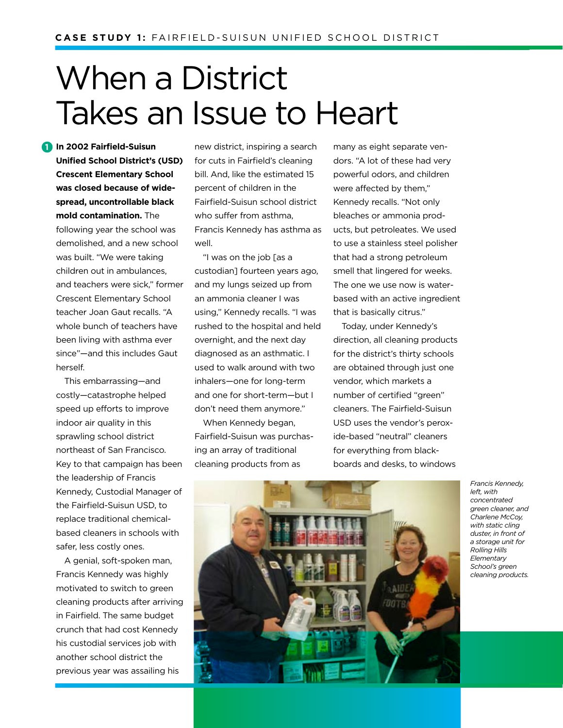CASE STUDY 1: FAIRFIELD-SUISUN UNIFIED SCHOOL DISTRICT

# When a District Takes an Issue to Heart

1 **In 2002 Fairfield-Suisun Unified School District's (USD) Crescent Elementary School was closed because of widespread, uncontrollable black mold contamination.** The following year the school was demolished, and a new school was built. "We were taking children out in ambulances, and teachers were sick," former Crescent Elementary School teacher Joan Gaut recalls. "A whole bunch of teachers have been living with asthma ever since"—and this includes Gaut herself.

This embarrassing—and costly—catastrophe helped speed up efforts to improve indoor air quality in this sprawling school district northeast of San Francisco. Key to that campaign has been the leadership of Francis Kennedy, Custodial Manager of the Fairfield-Suisun USD, to replace traditional chemical-based cleaners in schools with safer, less costly ones.

A genial, soft-spoken man, Francis Kennedy was highly motivated to switch to green cleaning products after arriving in Fairfield. The same budget crunch that had cost Kennedy his custodial services job with another school district the previous year was assailing his new district, inspiring a search for cuts in Fairfield's cleaning bill. And, like the estimated 15 percent of children in the Fairfield-Suisun school district who suffer from asthma, Francis Kennedy has asthma as well.

"I was on the job [as a custodian] fourteen years ago, and my lungs seized up from an ammonia cleaner I was using," Kennedy recalls. "I was rushed to the hospital and held overnight, and the next day diagnosed as an asthmatic. I used to walk around with two inhalers—one for long-term and one for short-term—but I don't need them anymore."

When Kennedy began, Fairfield-Suisun was purchasing an array of traditional cleaning products from as many as eight separate vendors. "A lot of these had very powerful odors, and children were affected by them," Kennedy recalls. "Not only bleaches or ammonia products, but petroleates. We used to use a stainless steel polisher that had a strong petroleum smell that lingered for weeks. The one we use now is water-based with an active ingredient that is basically citrus."

Today, under Kennedy's direction, all cleaning products for the district's thirty schools are obtained through just one vendor, which markets a number of certified "green" cleaners. The Fairfield-Suisun USD uses the vendor's peroxide-based "neutral" cleaners for everything from blackboards and desks, to windows

*Francis Kennedy, left, with concentrated green cleaner, and Charlene McCoy, with static cling duster, in front of a storage unit for Rolling Hills Elementary School's green cleaning products.*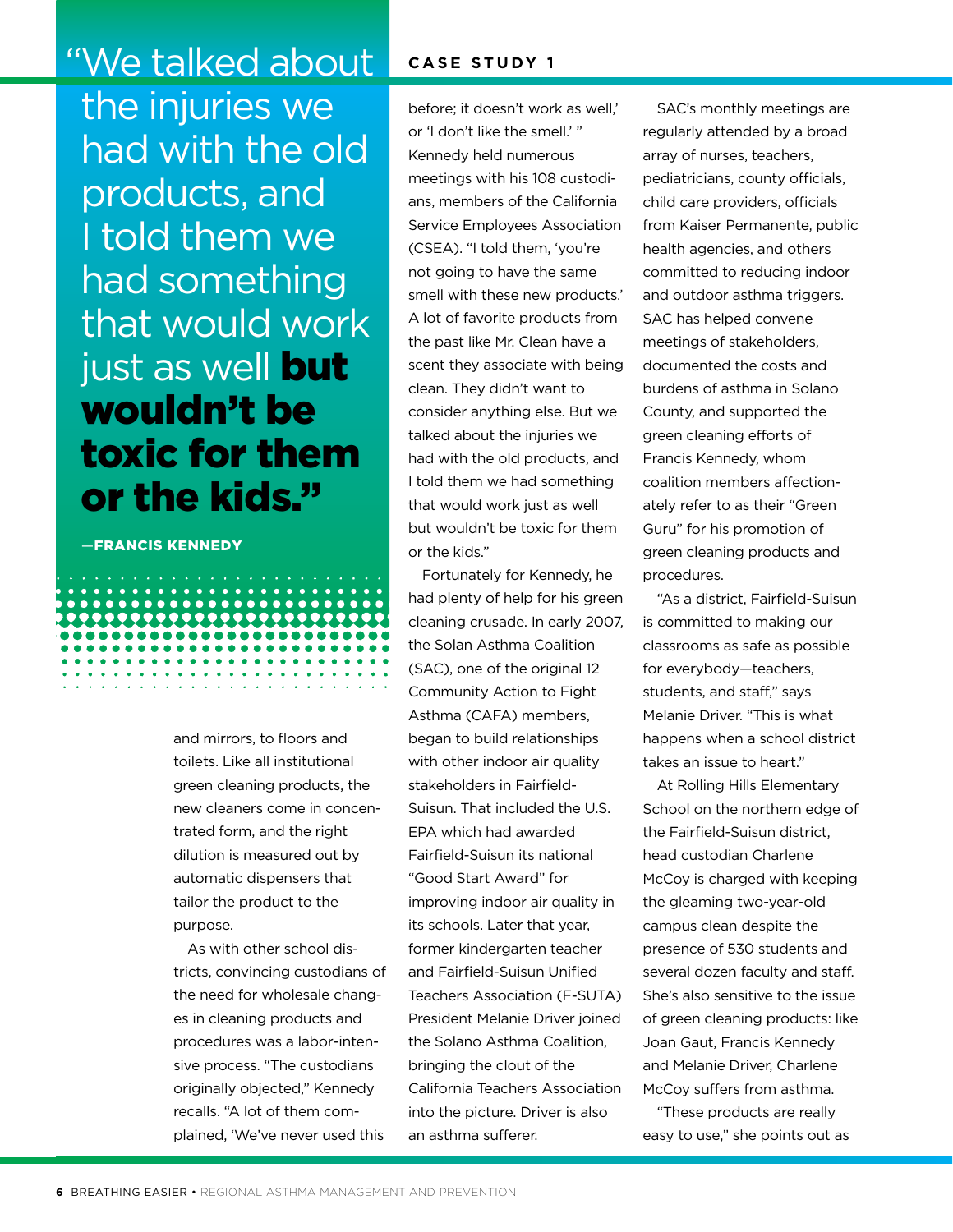> "We talked about the injuries we had with the old products, and I told them we had something that would work just as well **but wouldn't be toxic for them or the kids."**
>
> **—FRANCIS KENNEDY**

and mirrors, to floors and toilets. Like all institutional green cleaning products, the new cleaners come in concentrated form, and the right dilution is measured out by automatic dispensers that tailor the product to the purpose.

As with other school districts, convincing custodians of the need for wholesale changes in cleaning products and procedures was a labor-intensive process. "The custodians originally objected," Kennedy recalls. "A lot of them complained, 'We've never used this before; it doesn't work as well,' or 'I don't like the smell.' "

Kennedy held numerous meetings with his 108 custodians, members of the California Service Employees Association (CSEA). "I told them, 'you're not going to have the same smell with these new products.' A lot of favorite products from the past like Mr. Clean have a scent they associate with being clean. They didn't want to consider anything else. But we talked about the injuries we had with the old products, and I told them we had something that would work just as well but wouldn't be toxic for them or the kids."

Fortunately for Kennedy, he had plenty of help for his green cleaning crusade. In early 2007, the Solan Asthma Coalition (SAC), one of the original 12 Community Action to Fight Asthma (CAFA) members, began to build relationships with other indoor air quality stakeholders in Fairfield-Suisun. That included the U.S. EPA which had awarded Fairfield-Suisun its national "Good Start Award" for improving indoor air quality in its schools. Later that year, former kindergarten teacher and Fairfield-Suisun Unified Teachers Association (F-SUTA) President Melanie Driver joined the Solano Asthma Coalition, bringing the clout of the California Teachers Association into the picture. Driver is also an asthma sufferer.

SAC's monthly meetings are regularly attended by a broad array of nurses, teachers, pediatricians, county officials, child care providers, officials from Kaiser Permanente, public health agencies, and others committed to reducing indoor and outdoor asthma triggers. SAC has helped convene meetings of stakeholders, documented the costs and burdens of asthma in Solano County, and supported the green cleaning efforts of Francis Kennedy, whom coalition members affectionately refer to as their "Green Guru" for his promotion of green cleaning products and procedures.

"As a district, Fairfield-Suisun is committed to making our classrooms as safe as possible for everybody—teachers, students, and staff," says Melanie Driver. "This is what happens when a school district takes an issue to heart."

At Rolling Hills Elementary School on the northern edge of the Fairfield-Suisun district, head custodian Charlene McCoy is charged with keeping the gleaming two-year-old campus clean despite the presence of 530 students and several dozen faculty and staff. She's also sensitive to the issue of green cleaning products: like Joan Gaut, Francis Kennedy and Melanie Driver, Charlene McCoy suffers from asthma.

"These products are really easy to use," she points out as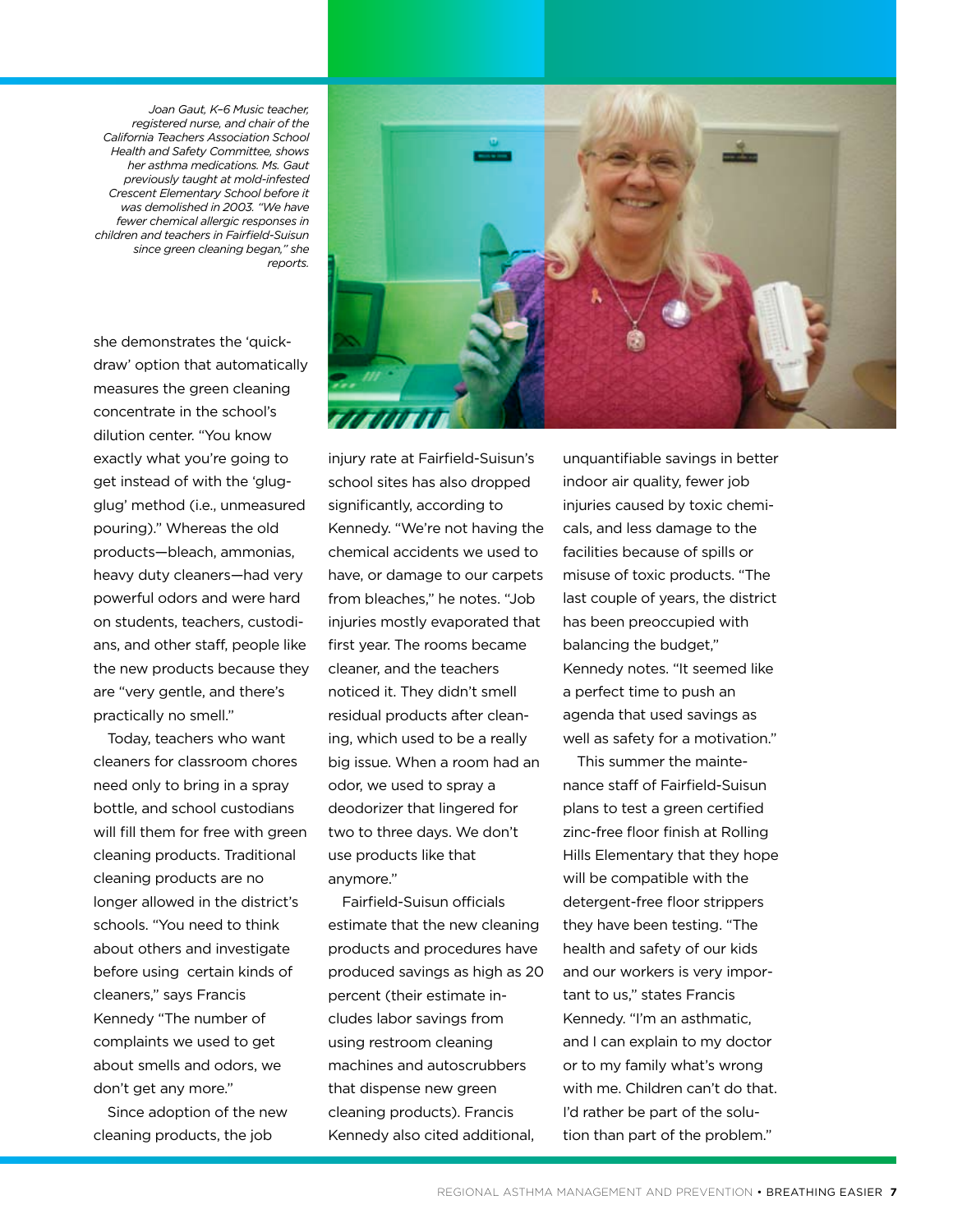*Joan Gaut, K–6 Music teacher, registered nurse, and chair of the California Teachers Association School Health and Safety Committee, shows her asthma medications. Ms. Gaut previously taught at mold-infested Crescent Elementary School before it was demolished in 2003. "We have fewer chemical allergic responses in children and teachers in Fairfield-Suisun since green cleaning began," she reports.*

she demonstrates the 'quick-draw' option that automatically measures the green cleaning concentrate in the school's dilution center. "You know exactly what you're going to get instead of with the 'glug-glug' method (i.e., unmeasured pouring)." Whereas the old products—bleach, ammonias, heavy duty cleaners—had very powerful odors and were hard on students, teachers, custodians, and other staff, people like the new products because they are "very gentle, and there's practically no smell."

Today, teachers who want cleaners for classroom chores need only to bring in a spray bottle, and school custodians will fill them for free with green cleaning products. Traditional cleaning products are no longer allowed in the district's schools. "You need to think about others and investigate before using certain kinds of cleaners," says Francis Kennedy "The number of complaints we used to get about smells and odors, we don't get any more."

Since adoption of the new cleaning products, the job injury rate at Fairfield-Suisun's school sites has also dropped significantly, according to Kennedy. "We're not having the chemical accidents we used to have, or damage to our carpets from bleaches," he notes. "Job injuries mostly evaporated that first year. The rooms became cleaner, and the teachers noticed it. They didn't smell residual products after cleaning, which used to be a really big issue. When a room had an odor, we used to spray a deodorizer that lingered for two to three days. We don't use products like that anymore."

Fairfield-Suisun officials estimate that the new cleaning products and procedures have produced savings as high as 20 percent (their estimate includes labor savings from using restroom cleaning machines and autoscrubbers that dispense new green cleaning products). Francis Kennedy also cited additional, unquantifiable savings in better indoor air quality, fewer job injuries caused by toxic chemicals, and less damage to the facilities because of spills or misuse of toxic products. "The last couple of years, the district has been preoccupied with balancing the budget," Kennedy notes. "It seemed like a perfect time to push an agenda that used savings as well as safety for a motivation."

This summer the maintenance staff of Fairfield-Suisun plans to test a green certified zinc-free floor finish at Rolling Hills Elementary that they hope will be compatible with the detergent-free floor strippers they have been testing. "The health and safety of our kids and our workers is very important to us," states Francis Kennedy. "I'm an asthmatic, and I can explain to my doctor or to my family what's wrong with me. Children can't do that. I'd rather be part of the solution than part of the problem."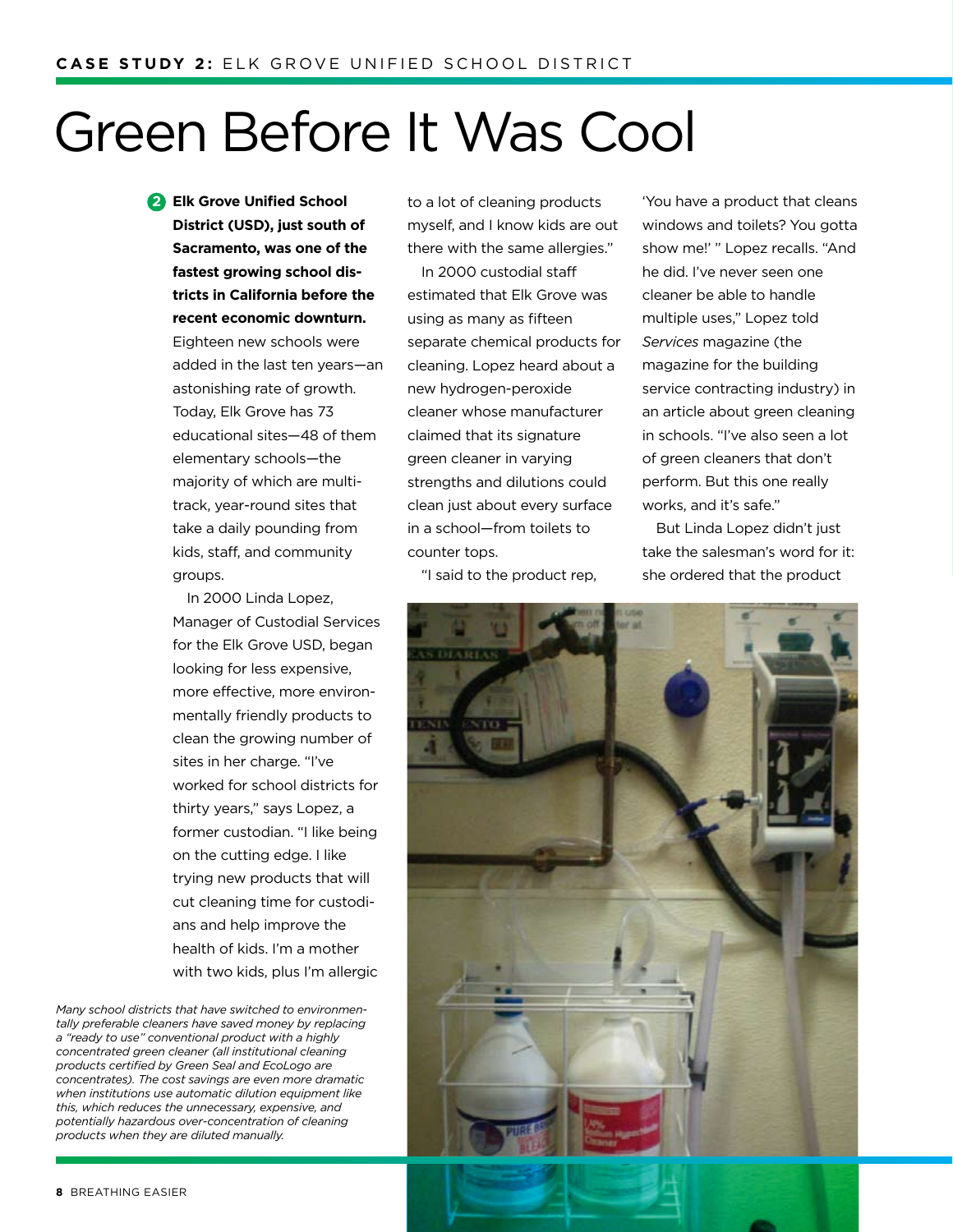# Green Before It Was Cool

**Elk Grove Unified School District (USD), just south of Sacramento, was one of the fastest growing school districts in California before the recent economic downturn.** Eighteen new schools were added in the last ten years—an astonishing rate of growth. Today, Elk Grove has 73 educational sites—48 of them elementary schools—the majority of which are multi-track, year-round sites that take a daily pounding from kids, staff, and community groups.

In 2000 Linda Lopez, Manager of Custodial Services for the Elk Grove USD, began looking for less expensive, more effective, more environmentally friendly products to clean the growing number of sites in her charge. "I've worked for school districts for thirty years," says Lopez, a former custodian. "I like being on the cutting edge. I like trying new products that will cut cleaning time for custodians and help improve the health of kids. I'm a mother with two kids, plus I'm allergic to a lot of cleaning products myself, and I know kids are out there with the same allergies."

In 2000 custodial staff estimated that Elk Grove was using as many as fifteen separate chemical products for cleaning. Lopez heard about a new hydrogen-peroxide cleaner whose manufacturer claimed that its signature green cleaner in varying strengths and dilutions could clean just about every surface in a school—from toilets to counter tops.

"I said to the product rep, 'You have a product that cleans windows and toilets? You gotta show me!' " Lopez recalls. "And he did. I've never seen one cleaner be able to handle multiple uses," Lopez told *Services* magazine (the magazine for the building service contracting industry) in an article about green cleaning in schools. "I've also seen a lot of green cleaners that don't perform. But this one really works, and it's safe."

But Linda Lopez didn't just take the salesman's word for it: she ordered that the product

*Many school districts that have switched to environmentally preferable cleaners have saved money by replacing a "ready to use" conventional product with a highly concentrated green cleaner (all institutional cleaning products certified by Green Seal and EcoLogo are concentrates). The cost savings are even more dramatic when institutions use automatic dilution equipment like this, which reduces the unnecessary, expensive, and potentially hazardous over-concentration of cleaning products when they are diluted manually.*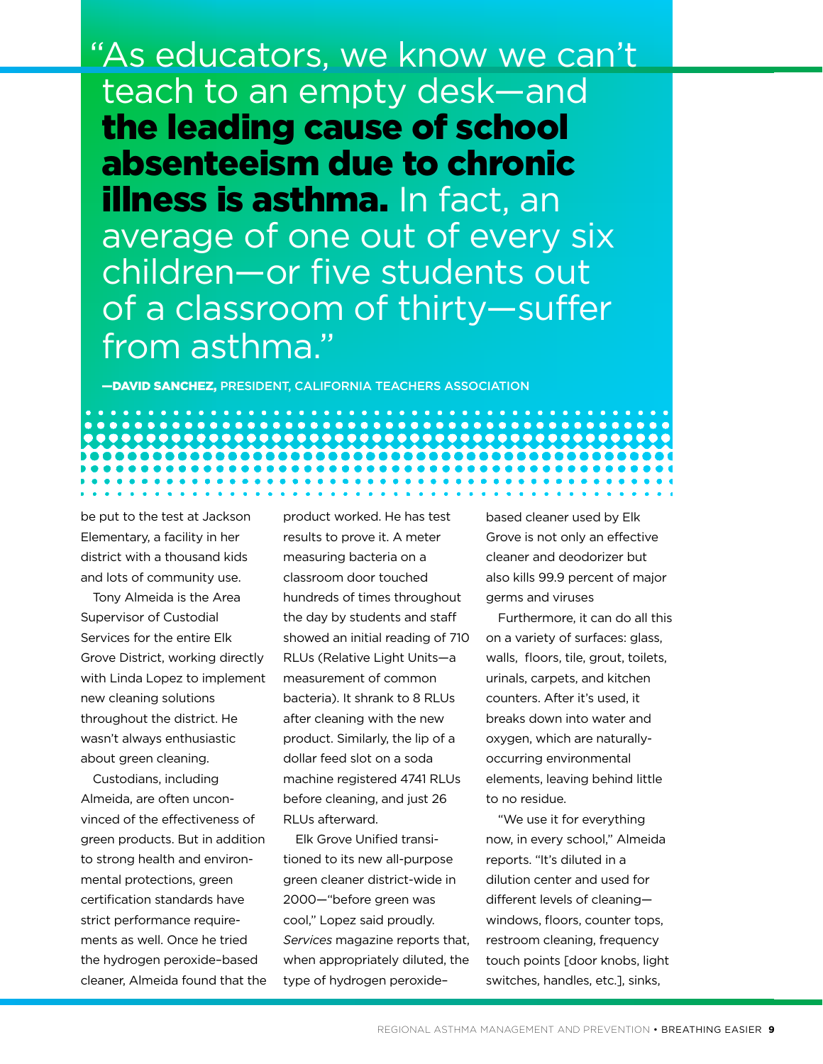> "As educators, we know we can't teach to an empty desk—and **the leading cause of school absenteeism due to chronic illness is asthma.** In fact, an average of one out of every six children—or five students out of a classroom of thirty—suffer from asthma."
>
> **—DAVID SANCHEZ,** PRESIDENT, CALIFORNIA TEACHERS ASSOCIATION

be put to the test at Jackson Elementary, a facility in her district with a thousand kids and lots of community use.

Tony Almeida is the Area Supervisor of Custodial Services for the entire Elk Grove District, working directly with Linda Lopez to implement new cleaning solutions throughout the district. He wasn't always enthusiastic about green cleaning.

Custodians, including Almeida, are often unconvinced of the effectiveness of green products. But in addition to strong health and environmental protections, green certification standards have strict performance requirements as well. Once he tried the hydrogen peroxide–based cleaner, Almeida found that the product worked. He has test results to prove it. A meter measuring bacteria on a classroom door touched hundreds of times throughout the day by students and staff showed an initial reading of 710 RLUs (Relative Light Units—a measurement of common bacteria). It shrank to 8 RLUs after cleaning with the new product. Similarly, the lip of a dollar feed slot on a soda machine registered 4741 RLUs before cleaning, and just 26 RLUs afterward.

Elk Grove Unified transitioned to its new all-purpose green cleaner district-wide in 2000—"before green was cool," Lopez said proudly. *Services* magazine reports that, when appropriately diluted, the type of hydrogen peroxide–based cleaner used by Elk Grove is not only an effective cleaner and deodorizer but also kills 99.9 percent of major germs and viruses

Furthermore, it can do all this on a variety of surfaces: glass, walls, floors, tile, grout, toilets, urinals, carpets, and kitchen counters. After it's used, it breaks down into water and oxygen, which are naturally-occurring environmental elements, leaving behind little to no residue.

"We use it for everything now, in every school," Almeida reports. "It's diluted in a dilution center and used for different levels of cleaning—windows, floors, counter tops, restroom cleaning, frequency touch points [door knobs, light switches, handles, etc.], sinks,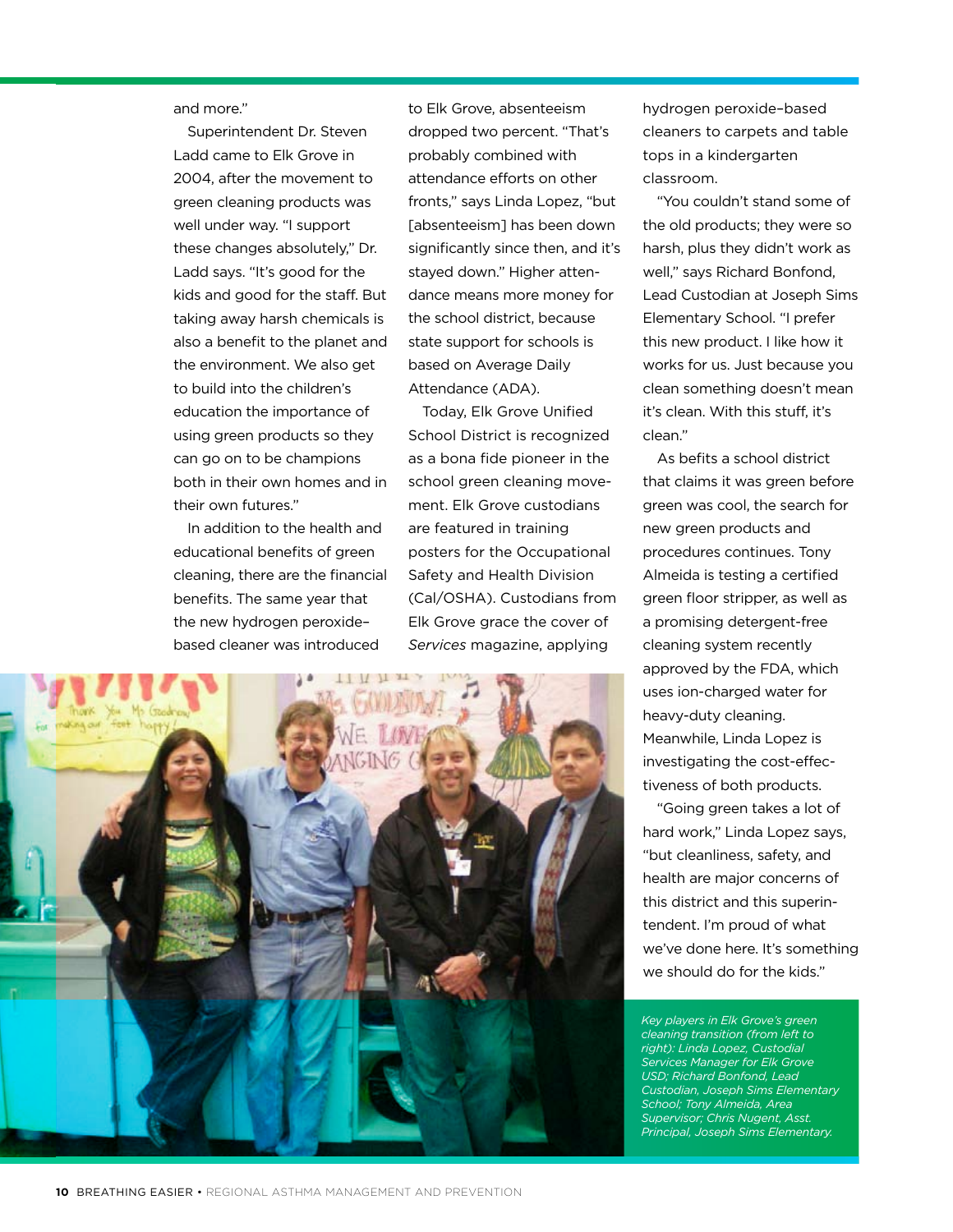and more."

Superintendent Dr. Steven Ladd came to Elk Grove in 2004, after the movement to green cleaning products was well under way. "I support these changes absolutely," Dr. Ladd says. "It's good for the kids and good for the staff. But taking away harsh chemicals is also a benefit to the planet and the environment. We also get to build into the children's education the importance of using green products so they can go on to be champions both in their own homes and in their own futures."

In addition to the health and educational benefits of green cleaning, there are the financial benefits. The same year that the new hydrogen peroxide–based cleaner was introduced to Elk Grove, absenteeism dropped two percent. "That's probably combined with attendance efforts on other fronts," says Linda Lopez, "but [absenteeism] has been down significantly since then, and it's stayed down." Higher attendance means more money for the school district, because state support for schools is based on Average Daily Attendance (ADA).

Today, Elk Grove Unified School District is recognized as a bona fide pioneer in the school green cleaning movement. Elk Grove custodians are featured in training posters for the Occupational Safety and Health Division (Cal/OSHA). Custodians from Elk Grove grace the cover of *Services* magazine, applying hydrogen peroxide–based cleaners to carpets and table tops in a kindergarten classroom.

"You couldn't stand some of the old products; they were so harsh, plus they didn't work as well," says Richard Bonfond, Lead Custodian at Joseph Sims Elementary School. "I prefer this new product. I like how it works for us. Just because you clean something doesn't mean it's clean. With this stuff, it's clean."

As befits a school district that claims it was green before green was cool, the search for new green products and procedures continues. Tony Almeida is testing a certified green floor stripper, as well as a promising detergent-free cleaning system recently approved by the FDA, which uses ion-charged water for heavy-duty cleaning. Meanwhile, Linda Lopez is investigating the cost-effectiveness of both products.

"Going green takes a lot of hard work," Linda Lopez says, "but cleanliness, safety, and health are major concerns of this district and this superintendent. I'm proud of what we've done here. It's something we should do for the kids."

*Key players in Elk Grove's green cleaning transition (from left to right): Linda Lopez, Custodial Services Manager for Elk Grove USD; Richard Bonfond, Lead Custodian, Joseph Sims Elementary School; Tony Almeida, Area Supervisor; Chris Nugent, Asst. Principal, Joseph Sims Elementary.*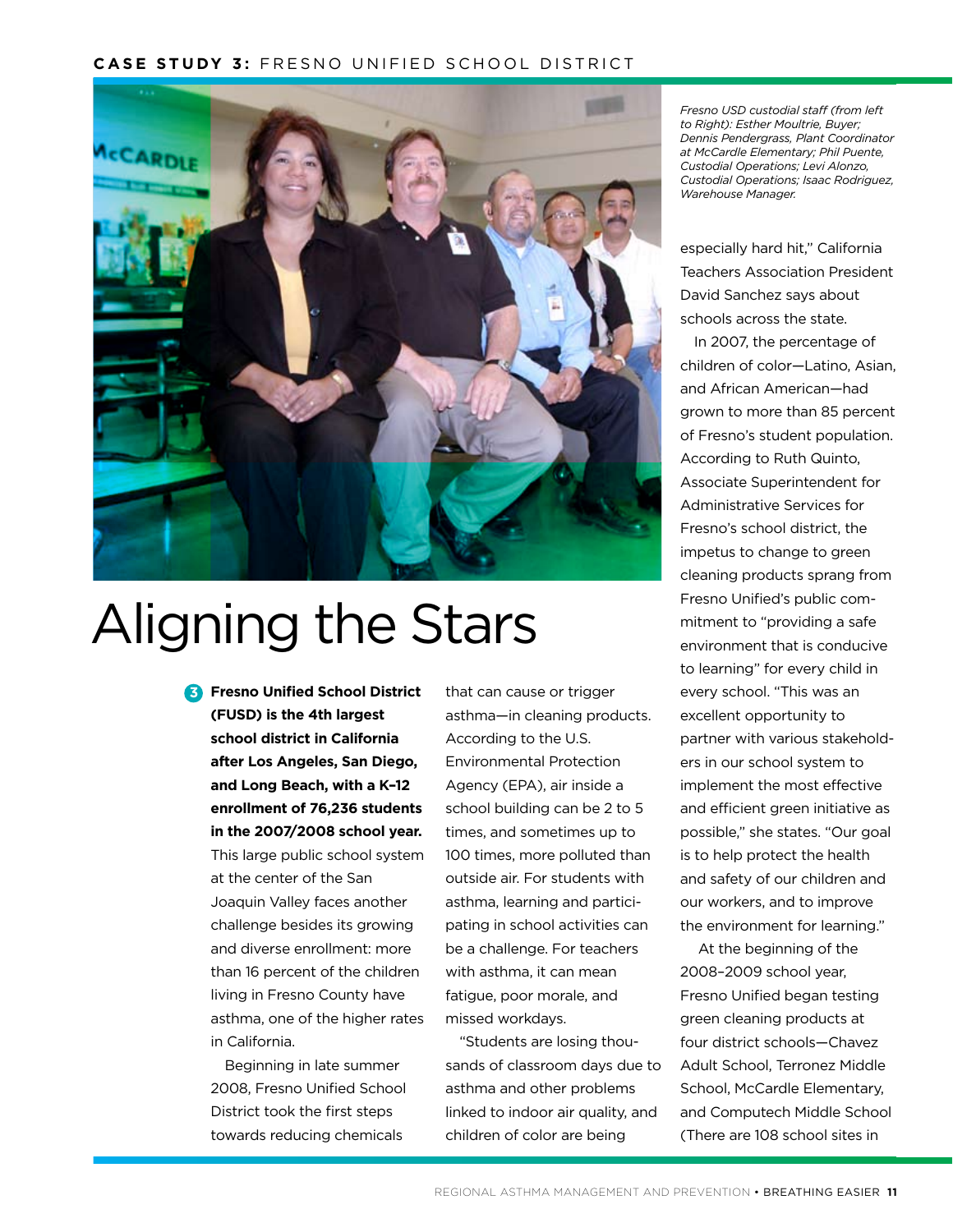# CASE STUDY 3: FRESNO UNIFIED SCHOOL DISTRICT

*Fresno USD custodial staff (from left to Right): Esther Moultrie, Buyer; Dennis Pendergrass, Plant Coordinator at McCardle Elementary; Phil Puente, Custodial Operations; Levi Alonzo, Custodial Operations; Isaac Rodriguez, Warehouse Manager.*

## Aligning the Stars

**Fresno Unified School District (FUSD) is the 4th largest school district in California after Los Angeles, San Diego, and Long Beach, with a K–12 enrollment of 76,236 students in the 2007/2008 school year.** This large public school system at the center of the San Joaquin Valley faces another challenge besides its growing and diverse enrollment: more than 16 percent of the children living in Fresno County have asthma, one of the higher rates in California.

Beginning in late summer 2008, Fresno Unified School District took the first steps towards reducing chemicals that can cause or trigger asthma—in cleaning products. According to the U.S. Environmental Protection Agency (EPA), air inside a school building can be 2 to 5 times, and sometimes up to 100 times, more polluted than outside air. For students with asthma, learning and participating in school activities can be a challenge. For teachers with asthma, it can mean fatigue, poor morale, and missed workdays.

"Students are losing thousands of classroom days due to asthma and other problems linked to indoor air quality, and children of color are being especially hard hit," California Teachers Association President David Sanchez says about schools across the state.

In 2007, the percentage of children of color—Latino, Asian, and African American—had grown to more than 85 percent of Fresno's student population. According to Ruth Quinto, Associate Superintendent for Administrative Services for Fresno's school district, the impetus to change to green cleaning products sprang from Fresno Unified's public commitment to "providing a safe environment that is conducive to learning" for every child in every school. "This was an excellent opportunity to partner with various stakeholders in our school system to implement the most effective and efficient green initiative as possible," she states. "Our goal is to help protect the health and safety of our children and our workers, and to improve the environment for learning."

At the beginning of the 2008–2009 school year, Fresno Unified began testing green cleaning products at four district schools—Chavez Adult School, Terronez Middle School, McCardle Elementary, and Computech Middle School (There are 108 school sites in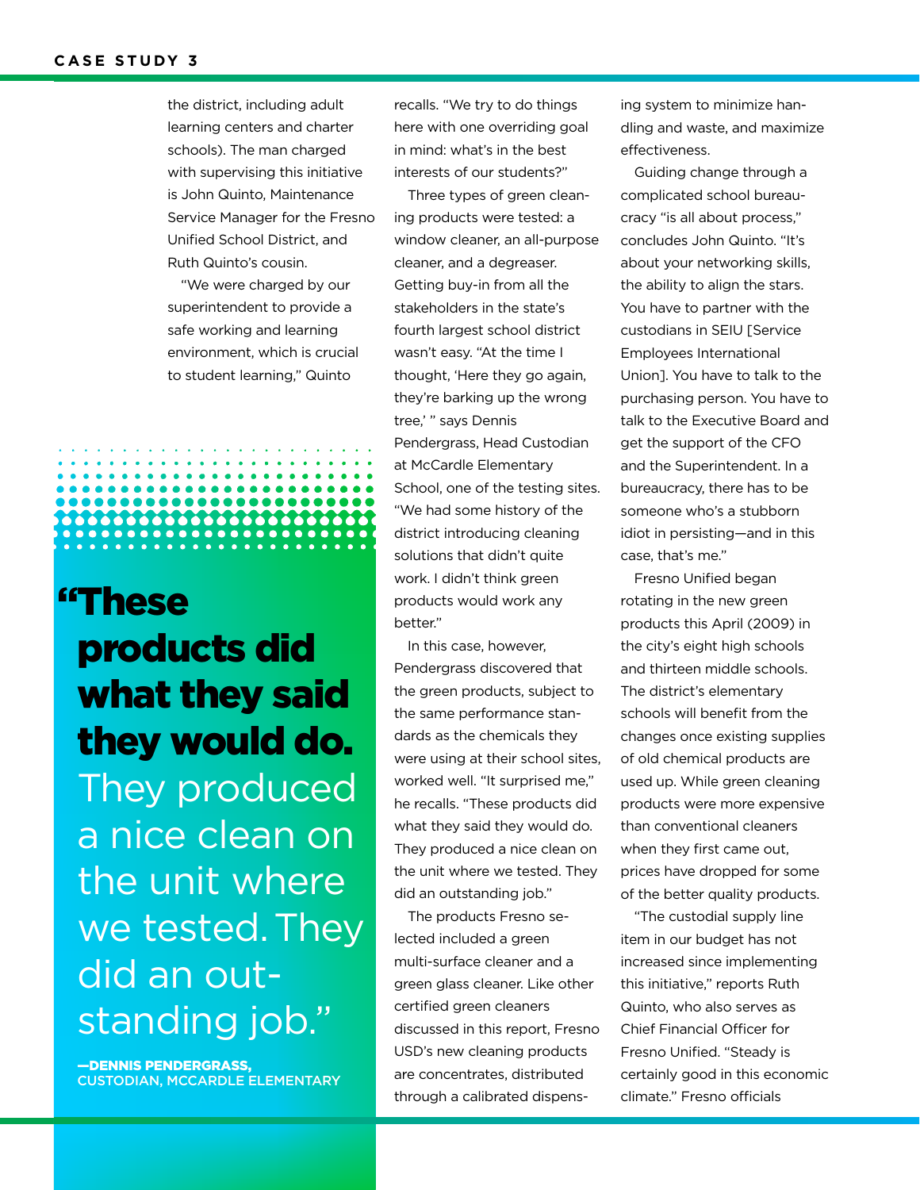the district, including adult learning centers and charter schools). The man charged with supervising this initiative is John Quinto, Maintenance Service Manager for the Fresno Unified School District, and Ruth Quinto's cousin.

"We were charged by our superintendent to provide a safe working and learning environment, which is crucial to student learning," Quinto recalls. "We try to do things here with one overriding goal in mind: what's in the best interests of our students?"

> **"These products did what they said they would do.** They produced a nice clean on the unit where we tested. They did an outstanding job."
>
> **—DENNIS PENDERGRASS,**
> CUSTODIAN, MCCARDLE ELEMENTARY

Three types of green cleaning products were tested: a window cleaner, an all-purpose cleaner, and a degreaser. Getting buy-in from all the stakeholders in the state's fourth largest school district wasn't easy. "At the time I thought, 'Here they go again, they're barking up the wrong tree,' " says Dennis Pendergrass, Head Custodian at McCardle Elementary School, one of the testing sites. "We had some history of the district introducing cleaning solutions that didn't quite work. I didn't think green products would work any better."

In this case, however, Pendergrass discovered that the green products, subject to the same performance standards as the chemicals they were using at their school sites, worked well. "It surprised me," he recalls. "These products did what they said they would do. They produced a nice clean on the unit where we tested. They did an outstanding job."

The products Fresno selected included a green multi-surface cleaner and a green glass cleaner. Like other certified green cleaners discussed in this report, Fresno USD's new cleaning products are concentrates, distributed through a calibrated dispensing system to minimize handling and waste, and maximize effectiveness.

Guiding change through a complicated school bureaucracy "is all about process," concludes John Quinto. "It's about your networking skills, the ability to align the stars. You have to partner with the custodians in SEIU [Service Employees International Union]. You have to talk to the purchasing person. You have to talk to the Executive Board and get the support of the CFO and the Superintendent. In a bureaucracy, there has to be someone who's a stubborn idiot in persisting—and in this case, that's me."

Fresno Unified began rotating in the new green products this April (2009) in the city's eight high schools and thirteen middle schools. The district's elementary schools will benefit from the changes once existing supplies of old chemical products are used up. While green cleaning products were more expensive than conventional cleaners when they first came out, prices have dropped for some of the better quality products.

"The custodial supply line item in our budget has not increased since implementing this initiative," reports Ruth Quinto, who also serves as Chief Financial Officer for Fresno Unified. "Steady is certainly good in this economic climate." Fresno officials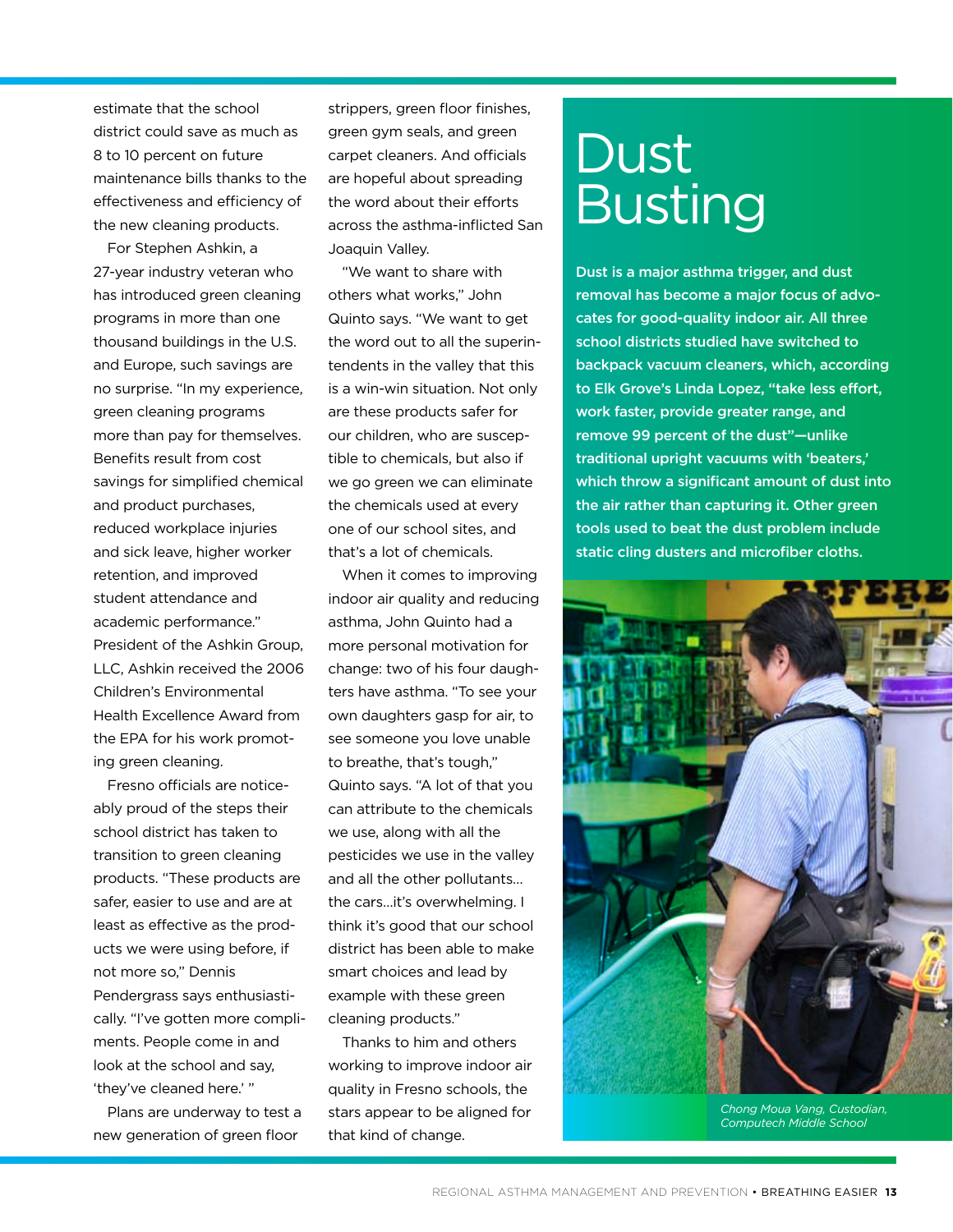estimate that the school district could save as much as 8 to 10 percent on future maintenance bills thanks to the effectiveness and efficiency of the new cleaning products.

For Stephen Ashkin, a 27-year industry veteran who has introduced green cleaning programs in more than one thousand buildings in the U.S. and Europe, such savings are no surprise. "In my experience, green cleaning programs more than pay for themselves. Benefits result from cost savings for simplified chemical and product purchases, reduced workplace injuries and sick leave, higher worker retention, and improved student attendance and academic performance." President of the Ashkin Group, LLC, Ashkin received the 2006 Children's Environmental Health Excellence Award from the EPA for his work promoting green cleaning.

Fresno officials are noticeably proud of the steps their school district has taken to transition to green cleaning products. "These products are safer, easier to use and are at least as effective as the products we were using before, if not more so," Dennis Pendergrass says enthusiastically. "I've gotten more compliments. People come in and look at the school and say, 'they've cleaned here.' "

Plans are underway to test a new generation of green floor strippers, green floor finishes, green gym seals, and green carpet cleaners. And officials are hopeful about spreading the word about their efforts across the asthma-inflicted San Joaquin Valley.

"We want to share with others what works," John Quinto says. "We want to get the word out to all the superintendents in the valley that this is a win-win situation. Not only are these products safer for our children, who are susceptible to chemicals, but also if we go green we can eliminate the chemicals used at every one of our school sites, and that's a lot of chemicals.

When it comes to improving indoor air quality and reducing asthma, John Quinto had a more personal motivation for change: two of his four daughters have asthma. "To see your own daughters gasp for air, to see someone you love unable to breathe, that's tough," Quinto says. "A lot of that you can attribute to the chemicals we use, along with all the pesticides we use in the valley and all the other pollutants… the cars…it's overwhelming. I think it's good that our school district has been able to make smart choices and lead by example with these green cleaning products."

Thanks to him and others working to improve indoor air quality in Fresno schools, the stars appear to be aligned for that kind of change.

# Dust Busting

**Dust is a major asthma trigger, and dust removal has become a major focus of advocates for good-quality indoor air. All three school districts studied have switched to backpack vacuum cleaners, which, according to Elk Grove's Linda Lopez, "take less effort, work faster, provide greater range, and remove 99 percent of the dust"—unlike traditional upright vacuums with 'beaters,' which throw a significant amount of dust into the air rather than capturing it. Other green tools used to beat the dust problem include static cling dusters and microfiber cloths.**

*Chong Moua Vang, Custodian, Computech Middle School*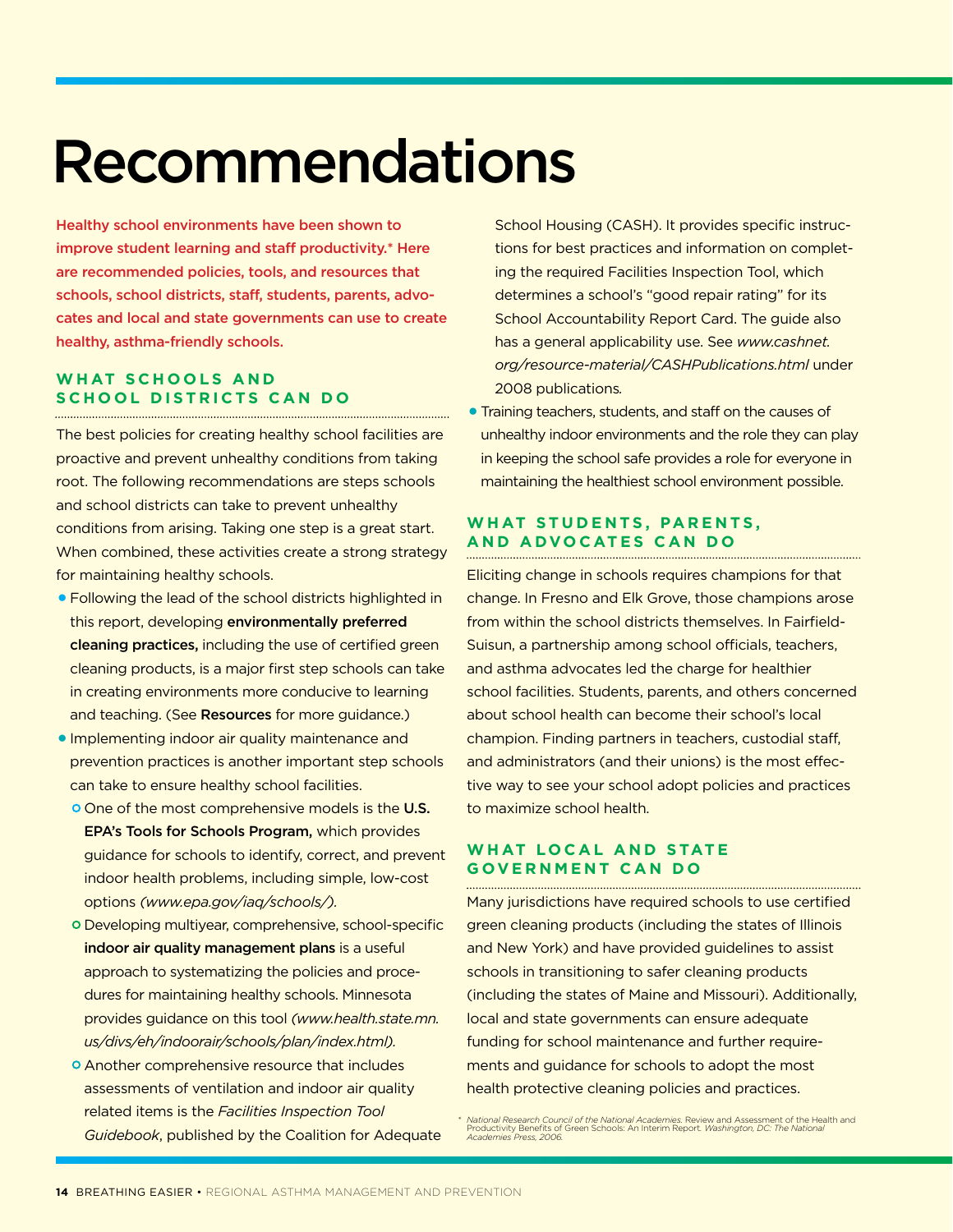# Recommendations

**Healthy school environments have been shown to improve student learning and staff productivity.* Here are recommended policies, tools, and resources that schools, school districts, staff, students, parents, advocates and local and state governments can use to create healthy, asthma-friendly schools.**

## WHAT SCHOOLS AND SCHOOL DISTRICTS CAN DO

The best policies for creating healthy school facilities are proactive and prevent unhealthy conditions from taking root. The following recommendations are steps schools and school districts can take to prevent unhealthy conditions from arising. Taking one step is a great start. When combined, these activities create a strong strategy for maintaining healthy schools.

- Following the lead of the school districts highlighted in this report, developing **environmentally preferred cleaning practices,** including the use of certified green cleaning products, is a major first step schools can take in creating environments more conducive to learning and teaching. (See **Resources** for more guidance.)
- Implementing indoor air quality maintenance and prevention practices is another important step schools can take to ensure healthy school facilities.
  - One of the most comprehensive models is the **U.S. EPA's Tools for Schools Program,** which provides guidance for schools to identify, correct, and prevent indoor health problems, including simple, low-cost options *(www.epa.gov/iaq/schools/).*
  - Developing multiyear, comprehensive, school-specific **indoor air quality management plans** is a useful approach to systematizing the policies and procedures for maintaining healthy schools. Minnesota provides guidance on this tool *(www.health.state.mn.us/divs/eh/indoorair/schools/plan/index.html).*
  - Another comprehensive resource that includes assessments of ventilation and indoor air quality related items is the *Facilities Inspection Tool Guidebook*, published by the Coalition for Adequate School Housing (CASH). It provides specific instructions for best practices and information on completing the required Facilities Inspection Tool, which determines a school's "good repair rating" for its School Accountability Report Card. The guide also has a general applicability use. See *www.cashnet.org/resource-material/CASHPublications.html* under 2008 publications*.*
- Training teachers, students, and staff on the causes of unhealthy indoor environments and the role they can play in keeping the school safe provides a role for everyone in maintaining the healthiest school environment possible.

## WHAT STUDENTS, PARENTS, AND ADVOCATES CAN DO

Eliciting change in schools requires champions for that change. In Fresno and Elk Grove, those champions arose from within the school districts themselves. In Fairfield-Suisun, a partnership among school officials, teachers, and asthma advocates led the charge for healthier school facilities. Students, parents, and others concerned about school health can become their school's local champion. Finding partners in teachers, custodial staff, and administrators (and their unions) is the most effective way to see your school adopt policies and practices to maximize school health.

## WHAT LOCAL AND STATE GOVERNMENT CAN DO

Many jurisdictions have required schools to use certified green cleaning products (including the states of Illinois and New York) and have provided guidelines to assist schools in transitioning to safer cleaning products (including the states of Maine and Missouri). Additionally, local and state governments can ensure adequate funding for school maintenance and further requirements and guidance for schools to adopt the most health protective cleaning policies and practices.

\* *National Research Council of the National Academies.* Review and Assessment of the Health and Productivity Benefits of Green Schools: An Interim Report. *Washington, DC: The National Academies Press, 2006.*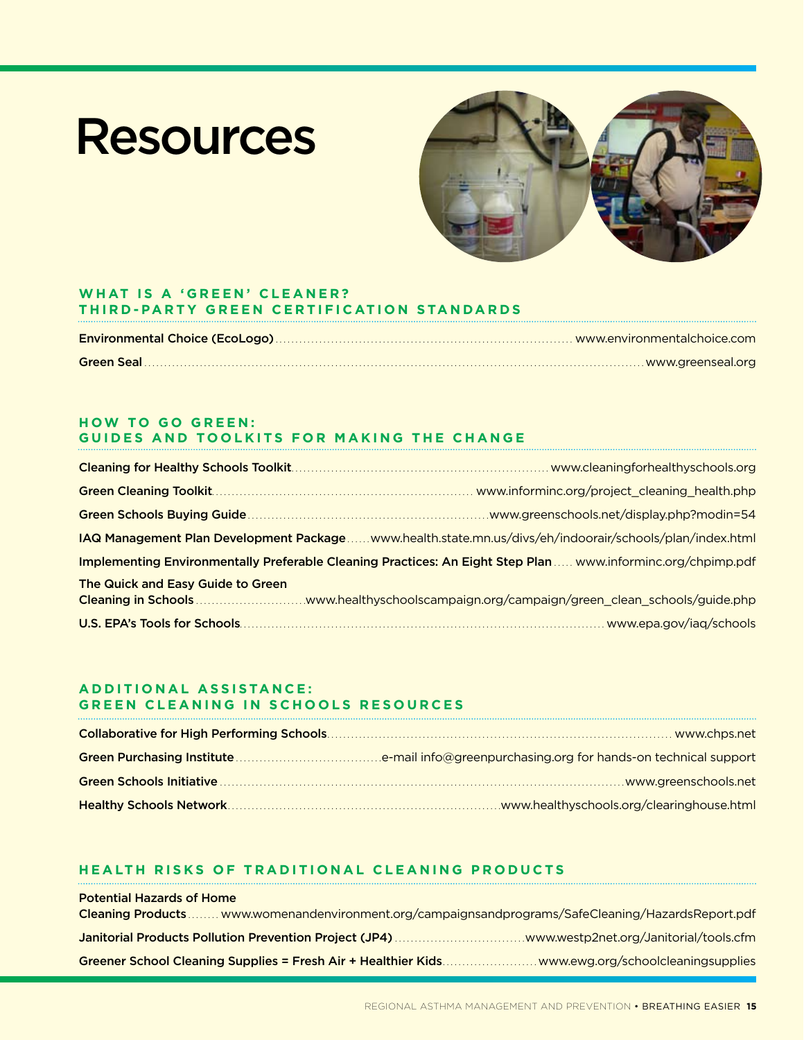# Resources

## WHAT IS A 'GREEN' CLEANER? THIRD-PARTY GREEN CERTIFICATION STANDARDS

**Environmental Choice (EcoLogo)** ........ www.environmentalchoice.com

**Green Seal** ........ www.greenseal.org

## HOW TO GO GREEN: GUIDES AND TOOLKITS FOR MAKING THE CHANGE

**Cleaning for Healthy Schools Toolkit** ........ www.cleaningforhealthyschools.org

**Green Cleaning Toolkit** ........ www.informinc.org/project_cleaning_health.php

**Green Schools Buying Guide** ........ www.greenschools.net/display.php?modin=54

**IAQ Management Plan Development Package** ........ www.health.state.mn.us/divs/eh/indoorair/schools/plan/index.html

**Implementing Environmentally Preferable Cleaning Practices: An Eight Step Plan** ........ www.informinc.org/chpimp.pdf

**The Quick and Easy Guide to Green Cleaning in Schools** ........ www.healthyschoolscampaign.org/campaign/green_clean_schools/guide.php

**U.S. EPA's Tools for Schools** ........ www.epa.gov/iaq/schools

## ADDITIONAL ASSISTANCE: GREEN CLEANING IN SCHOOLS RESOURCES

**Collaborative for High Performing Schools** ........ www.chps.net

**Green Purchasing Institute** ........ e-mail info@greenpurchasing.org for hands-on technical support

**Green Schools Initiative** ........ www.greenschools.net

**Healthy Schools Network** ........ www.healthyschools.org/clearinghouse.html

## HEALTH RISKS OF TRADITIONAL CLEANING PRODUCTS

**Potential Hazards of Home Cleaning Products** ........ www.womenandenvironment.org/campaignsandprograms/SafeCleaning/HazardsReport.pdf

**Janitorial Products Pollution Prevention Project (JP4)** ........ www.westp2net.org/Janitorial/tools.cfm

**Greener School Cleaning Supplies = Fresh Air + Healthier Kids** ........ www.ewg.org/schoolcleaningsupplies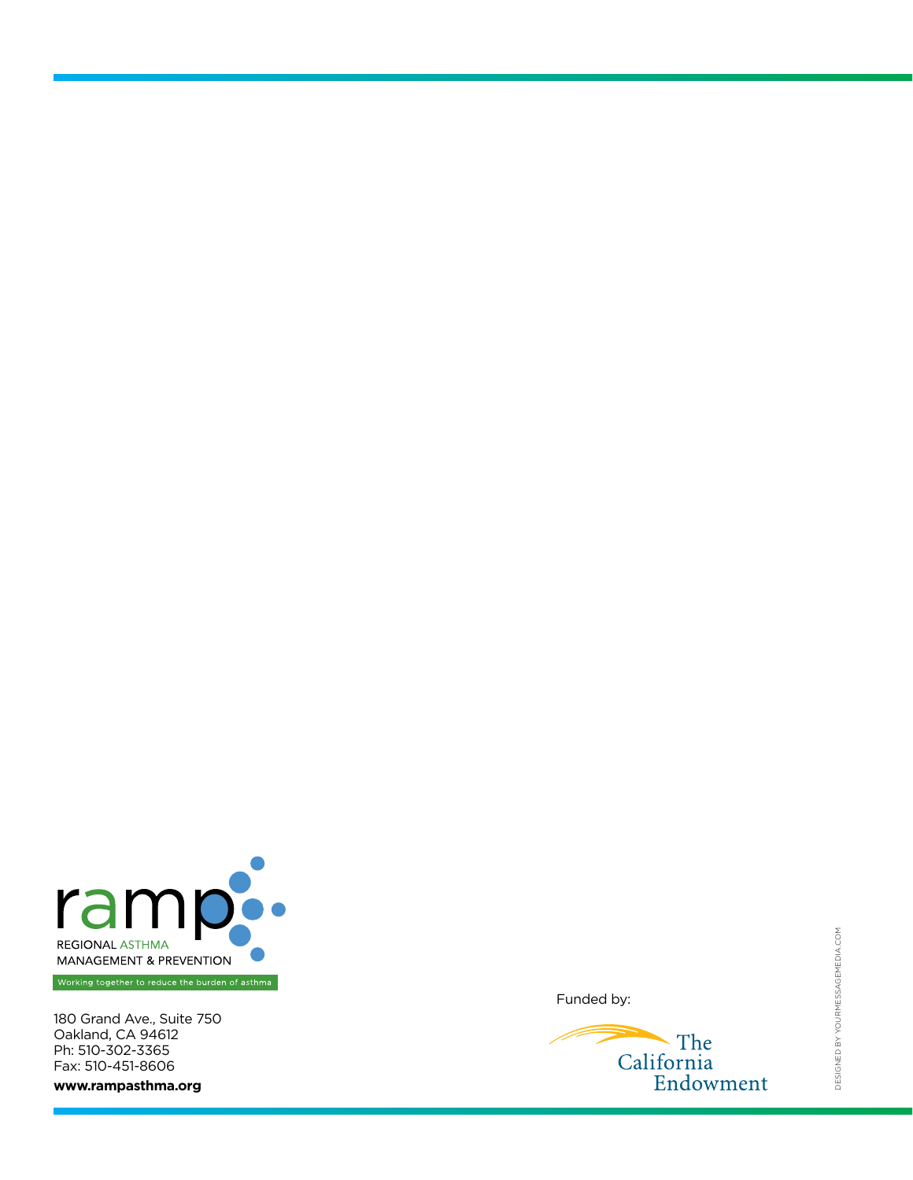ramp

REGIONAL ASTHMA MANAGEMENT & PREVENTION

Working together to reduce the burden of asthma

180 Grand Ave., Suite 750
Oakland, CA 94612
Ph: 510-302-3365
Fax: 510-451-8606

**www.rampasthma.org**

Funded by:

The California Endowment

DESIGNED BY YOURMESSAGEMEDIA.COM